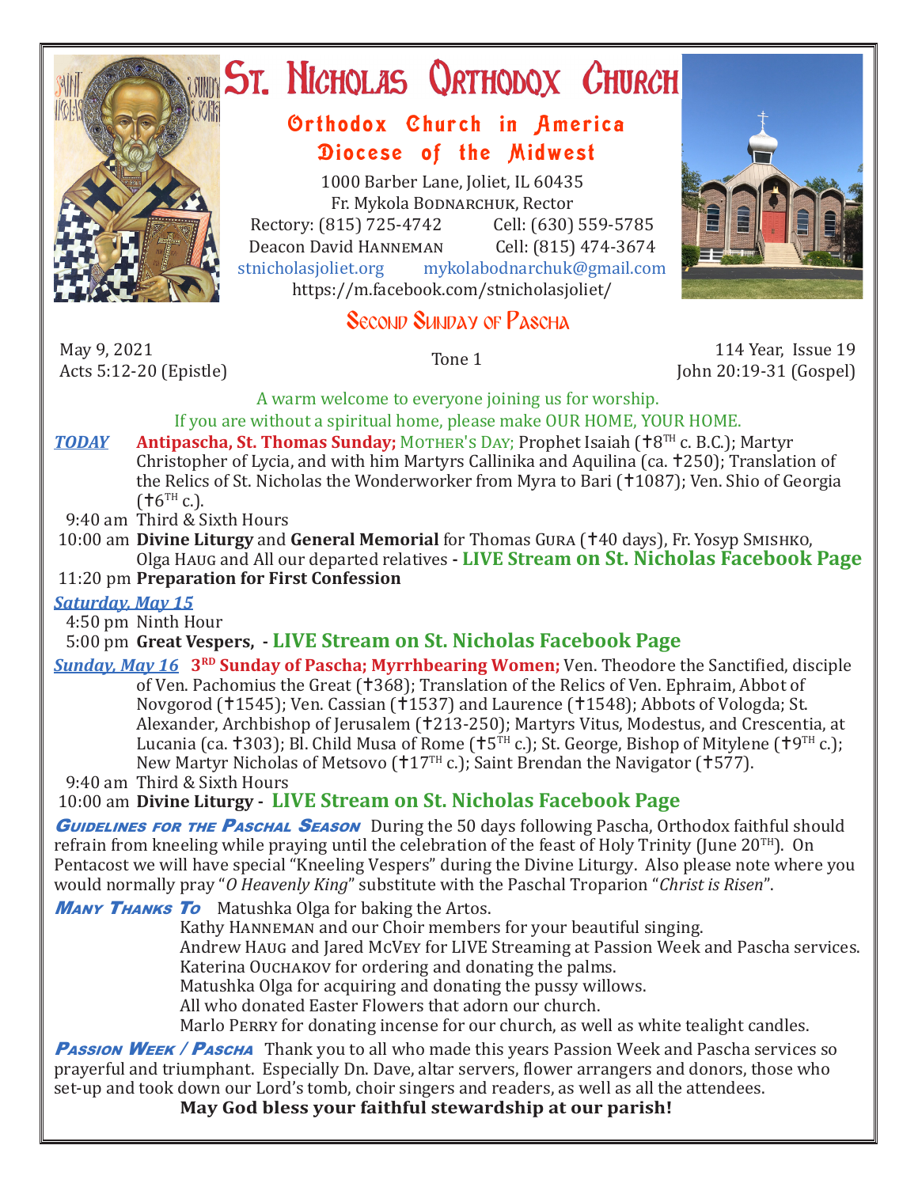# St. Nicholas Orthodox Church

## Orthodox Church in America
## Diocese of the Midwest

1000 Barber Lane, Joliet, IL 60435
Fr. Mykola Bodnarchuk, Rector
Rectory: (815) 725-4742 Cell: (630) 559-5785
Deacon David Hanneman Cell: (815) 474-3674
stnicholasjoliet.org mykolabodnarchuk@gmail.com
https://m.facebook.com/stnicholasjoliet/

## Second Sunday of Pascha

May 9, 2021
Acts 5:12-20 (Epistle)

Tone 1

114 Year, Issue 19
John 20:19-31 (Gospel)

A warm welcome to everyone joining us for worship.
If you are without a spiritual home, please make OUR HOME, YOUR HOME.

***TODAY*** **Antipascha, St. Thomas Sunday;** Mother's Day; Prophet Isaiah (✝8th c. B.C.); Martyr Christopher of Lycia, and with him Martyrs Callinika and Aquilina (ca. ✝250); Translation of the Relics of St. Nicholas the Wonderworker from Myra to Bari (✝1087); Ven. Shio of Georgia (✝6th c.).

9:40 am Third & Sixth Hours
10:00 am **Divine Liturgy** and **General Memorial** for Thomas Gura (✝40 days), Fr. Yosyp Smishko, Olga Haug and All our departed relatives - **LIVE Stream on St. Nicholas Facebook Page**
11:20 pm **Preparation for First Confession**

***Saturday, May 15***
4:50 pm Ninth Hour
5:00 pm **Great Vespers, - LIVE Stream on St. Nicholas Facebook Page**

***Sunday, May 16*** **3rd Sunday of Pascha; Myrrhbearing Women;** Ven. Theodore the Sanctified, disciple of Ven. Pachomius the Great (✝368); Translation of the Relics of Ven. Ephraim, Abbot of Novgorod (✝1545); Ven. Cassian (✝1537) and Laurence (✝1548); Abbots of Vologda; St. Alexander, Archbishop of Jerusalem (✝213-250); Martyrs Vitus, Modestus, and Crescentia, at Lucania (ca. ✝303); Bl. Child Musa of Rome (✝5th c.); St. George, Bishop of Mitylene (✝9th c.); New Martyr Nicholas of Metsovo (✝17th c.); Saint Brendan the Navigator (✝577).

9:40 am Third & Sixth Hours
10:00 am **Divine Liturgy - LIVE Stream on St. Nicholas Facebook Page**

***Guidelines for the Paschal Season*** During the 50 days following Pascha, Orthodox faithful should refrain from kneeling while praying until the celebration of the feast of Holy Trinity (June 20th). On Pentacost we will have special "Kneeling Vespers" during the Divine Liturgy. Also please note where you would normally pray "*O Heavenly King*" substitute with the Paschal Troparion "*Christ is Risen*".

***Many Thanks To*** Matushka Olga for baking the Artos.
Kathy Hanneman and our Choir members for your beautiful singing.
Andrew Haug and Jared McVey for LIVE Streaming at Passion Week and Pascha services.
Katerina Ouchakov for ordering and donating the palms.
Matushka Olga for acquiring and donating the pussy willows.
All who donated Easter Flowers that adorn our church.
Marlo Perry for donating incense for our church, as well as white tealight candles.

***Passion Week / Pascha*** Thank you to all who made this years Passion Week and Pascha services so prayerful and triumphant. Especially Dn. Dave, altar servers, flower arrangers and donors, those who set-up and took down our Lord's tomb, choir singers and readers, as well as all the attendees.

**May God bless your faithful stewardship at our parish!**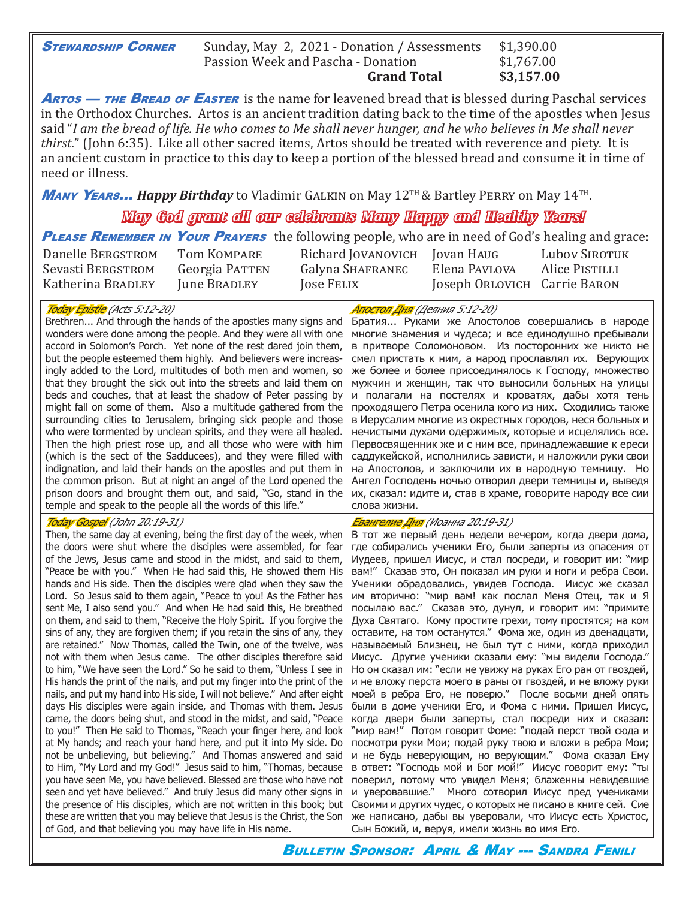**STEWARDSHIP CORNER**

| | |
|---|---|
| Sunday, May 2, 2021 - Donation / Assessments | $1,390.00 |
| Passion Week and Pascha - Donation | $1,767.00 |
| **Grand Total** | **$3,157.00** |

***ARTOS — THE BREAD OF EASTER*** is the name for leavened bread that is blessed during Paschal services in the Orthodox Churches. Artos is an ancient tradition dating back to the time of the apostles when Jesus said "*I am the bread of life. He who comes to Me shall never hunger, and he who believes in Me shall never thirst.*" (John 6:35). Like all other sacred items, Artos should be treated with reverence and piety. It is an ancient custom in practice to this day to keep a portion of the blessed bread and consume it in time of need or illness.

***MANY YEARS...*** ***Happy Birthday*** to Vladimir GALKIN on May 12TH & Bartley PERRY on May 14TH.

***May God grant all our celebrants Many Happy and Healthy Years!***

***PLEASE REMEMBER IN YOUR PRAYERS*** the following people, who are in need of God's healing and grace:

| | | | | |
|---|---|---|---|---|
| Danelle BERGSTROM | Tom KOMPARE | Richard JOVANOVICH | Jovan HAUG | Lubov SIROTUK |
| Sevasti BERGSTROM | Georgia PATTEN | Galyna SHAFRANEC | Elena PAVLOVA | Alice PISTILLI |
| Katherina BRADLEY | June BRADLEY | Jose FELIX | Joseph ORLOVICH | Carrie BARON |

*Today Epistle (Acts 5:12-20)*

Brethren... And through the hands of the apostles many signs and wonders were done among the people. And they were all with one accord in Solomon's Porch. Yet none of the rest dared join them, but the people esteemed them highly. And believers were increasingly added to the Lord, multitudes of both men and women, so that they brought the sick out into the streets and laid them on beds and couches, that at least the shadow of Peter passing by might fall on some of them. Also a multitude gathered from the surrounding cities to Jerusalem, bringing sick people and those who were tormented by unclean spirits, and they were all healed. Then the high priest rose up, and all those who were with him (which is the sect of the Sadducees), and they were filled with indignation, and laid their hands on the apostles and put them in the common prison. But at night an angel of the Lord opened the prison doors and brought them out, and said, "Go, stand in the temple and speak to the people all the words of this life."

*Апостол Дня (Деяния 5:12-20)*

Братия... Руками же Апостолов совершались в народе многие знамения и чудеса; и все единодушно пребывали в притворе Соломоновом. Из посторонних же никто не смел пристать к ним, а народ прославлял их. Верующих же более и более присоединялось к Господу, множество мужчин и женщин, так что выносили больных на улицы и полагали на постелях и кроватях, дабы хотя тень проходящего Петра осенила кого из них. Сходились также в Иерусалим многие из окрестных городов, неся больных и нечистыми духами одержимых, которые и исцелялись все. Первосвященник же и с ним все, принадлежавшие к ереси саддукейской, исполнились зависти, и наложили руки свои на Апостолов, и заключили их в народную темницу. Но Ангел Господень ночью отворил двери темницы и, выведя их, сказал: идите и, став в храме, говорите народу все сии слова жизни.

*Today Gospel (John 20:19-31)*

Then, the same day at evening, being the first day of the week, when the doors were shut where the disciples were assembled, for fear of the Jews, Jesus came and stood in the midst, and said to them, "Peace be with you." When He had said this, He showed them His hands and His side. Then the disciples were glad when they saw the Lord. So Jesus said to them again, "Peace to you! As the Father has sent Me, I also send you." And when He had said this, He breathed on them, and said to them, "Receive the Holy Spirit. If you forgive the sins of any, they are forgiven them; if you retain the sins of any, they are retained." Now Thomas, called the Twin, one of the twelve, was not with them when Jesus came. The other disciples therefore said to him, "We have seen the Lord." So he said to them, "Unless I see in His hands the print of the nails, and put my finger into the print of the nails, and put my hand into His side, I will not believe." And after eight days His disciples were again inside, and Thomas with them. Jesus came, the doors being shut, and stood in the midst, and said, "Peace to you!" Then He said to Thomas, "Reach your finger here, and look at My hands; and reach your hand here, and put it into My side. Do not be unbelieving, but believing." And Thomas answered and said to Him, "My Lord and my God!" Jesus said to him, "Thomas, because you have seen Me, you have believed. Blessed are those who have not seen and yet have believed." And truly Jesus did many other signs in the presence of His disciples, which are not written in this book; but these are written that you may believe that Jesus is the Christ, the Son of God, and that believing you may have life in His name.

*Евангелие Дня (Иоанна 20:19-31)*

В тот же первый день недели вечером, когда двери дома, где собирались ученики Его, были заперты из опасения от Иудеев, пришел Иисус, и стал посреди, и говорит им: "мир вам!" Сказав это, Он показал им руки и ноги и ребра Свои. Ученики обрадовались, увидев Господа. Иисус же сказал им вторично: "мир вам! как послал Меня Отец, так и Я посылаю вас." Сказав это, дунул, и говорит им: "примите Духа Святаго. Кому простите грехи, тому простятся; на ком оставите, на том останутся." Фома же, один из двенадцати, называемый Близнец, не был тут с ними, когда приходил Иисус. Другие ученики сказали ему: "мы видели Господа." Но он сказал им: "если не увижу на руках Его ран от гвоздей, и не вложу перста моего в раны от гвоздей, и не вложу руки моей в ребра Его, не поверю." После восьми дней опять были в доме ученики Его, и Фома с ними. Пришел Иисус, когда двери были заперты, стал посреди них и сказал: "мир вам!" Потом говорит Фоме: "подай перст твой сюда и посмотри руки Мои; подай руку твою и вложи в ребра Мои; и не будь неверующим, но верующим." Фома сказал Ему в ответ: "Господь мой и Бог мой!" Иисус говорит ему: "ты поверил, потому что увидел Меня; блаженны невидевшие и уверовавшие." Много сотворил Иисус пред учениками Своими и других чудес, о которых не писано в книге сей. Сие же написано, дабы вы уверовали, что Иисус есть Христос, Сын Божий, и, веруя, имели жизнь во имя Его.

***BULLETIN SPONSOR: APRIL & MAY --- SANDRA FENILI***